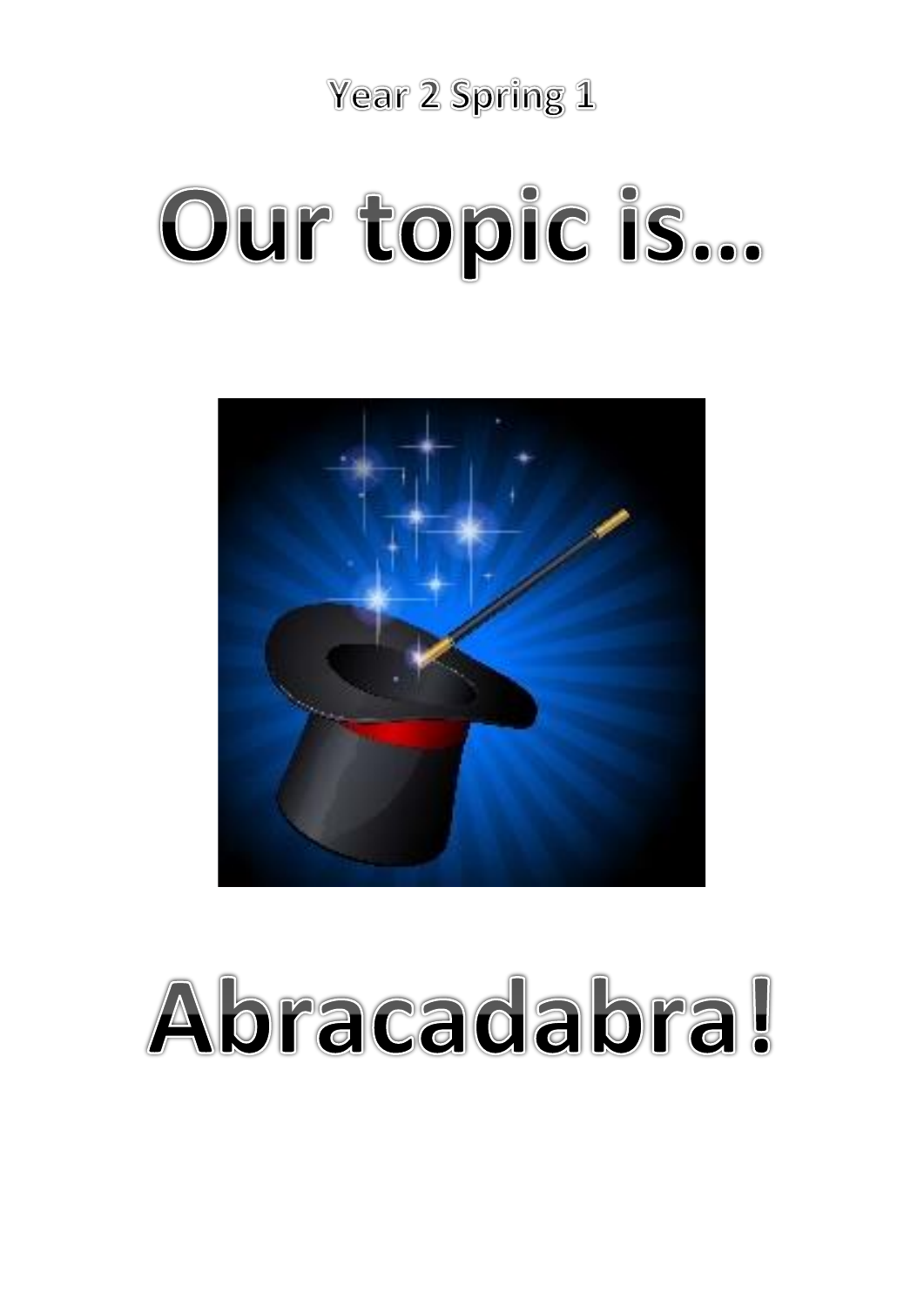Year 2 Spring 1

# Our topic is…

# Abracadabra!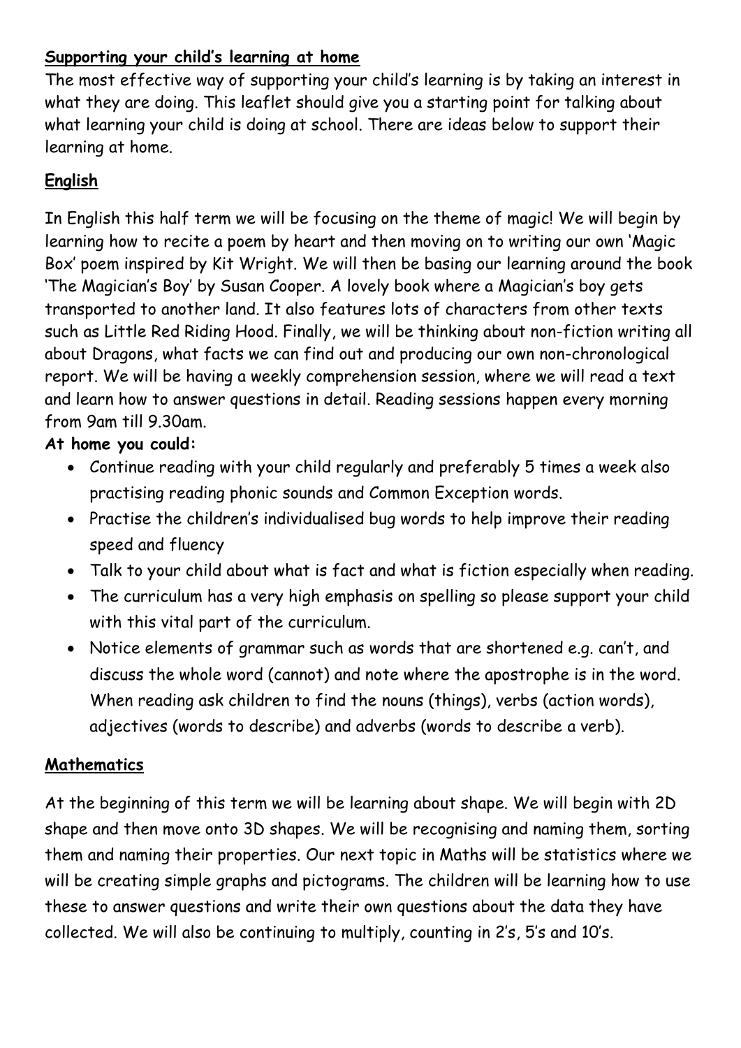## Supporting your child's learning at home

The most effective way of supporting your child's learning is by taking an interest in what they are doing. This leaflet should give you a starting point for talking about what learning your child is doing at school. There are ideas below to support their learning at home.

## English

In English this half term we will be focusing on the theme of magic! We will begin by learning how to recite a poem by heart and then moving on to writing our own 'Magic Box' poem inspired by Kit Wright. We will then be basing our learning around the book 'The Magician's Boy' by Susan Cooper. A lovely book where a Magician's boy gets transported to another land. It also features lots of characters from other texts such as Little Red Riding Hood. Finally, we will be thinking about non-fiction writing all about Dragons, what facts we can find out and producing our own non-chronological report. We will be having a weekly comprehension session, where we will read a text and learn how to answer questions in detail. Reading sessions happen every morning from 9am till 9.30am.

**At home you could:**

- Continue reading with your child regularly and preferably 5 times a week also practising reading phonic sounds and Common Exception words.
- Practise the children's individualised bug words to help improve their reading speed and fluency
- Talk to your child about what is fact and what is fiction especially when reading.
- The curriculum has a very high emphasis on spelling so please support your child with this vital part of the curriculum.
- Notice elements of grammar such as words that are shortened e.g. can't, and discuss the whole word (cannot) and note where the apostrophe is in the word. When reading ask children to find the nouns (things), verbs (action words), adjectives (words to describe) and adverbs (words to describe a verb).

## Mathematics

At the beginning of this term we will be learning about shape. We will begin with 2D shape and then move onto 3D shapes. We will be recognising and naming them, sorting them and naming their properties. Our next topic in Maths will be statistics where we will be creating simple graphs and pictograms. The children will be learning how to use these to answer questions and write their own questions about the data they have collected. We will also be continuing to multiply, counting in 2's, 5's and 10's.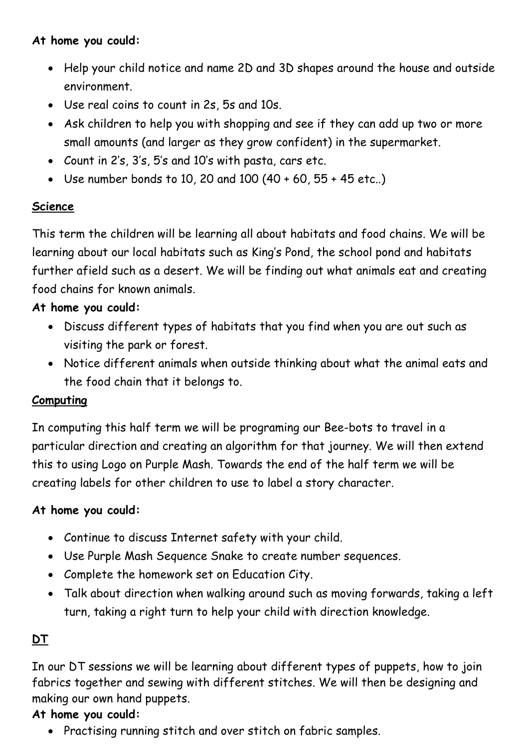**At home you could:**

- Help your child notice and name 2D and 3D shapes around the house and outside environment.
- Use real coins to count in 2s, 5s and 10s.
- Ask children to help you with shopping and see if they can add up two or more small amounts (and larger as they grow confident) in the supermarket.
- Count in 2's, 3's, 5's and 10's with pasta, cars etc.
- Use number bonds to 10, 20 and 100 (40 + 60, 55 + 45 etc..)

## Science

This term the children will be learning all about habitats and food chains. We will be learning about our local habitats such as King's Pond, the school pond and habitats further afield such as a desert. We will be finding out what animals eat and creating food chains for known animals.

**At home you could:**

- Discuss different types of habitats that you find when you are out such as visiting the park or forest.
- Notice different animals when outside thinking about what the animal eats and the food chain that it belongs to.

## Computing

In computing this half term we will be programing our Bee-bots to travel in a particular direction and creating an algorithm for that journey. We will then extend this to using Logo on Purple Mash. Towards the end of the half term we will be creating labels for other children to use to label a story character.

**At home you could:**

- Continue to discuss Internet safety with your child.
- Use Purple Mash Sequence Snake to create number sequences.
- Complete the homework set on Education City.
- Talk about direction when walking around such as moving forwards, taking a left turn, taking a right turn to help your child with direction knowledge.

## DT

In our DT sessions we will be learning about different types of puppets, how to join fabrics together and sewing with different stitches. We will then be designing and making our own hand puppets.

**At home you could:**

- Practising running stitch and over stitch on fabric samples.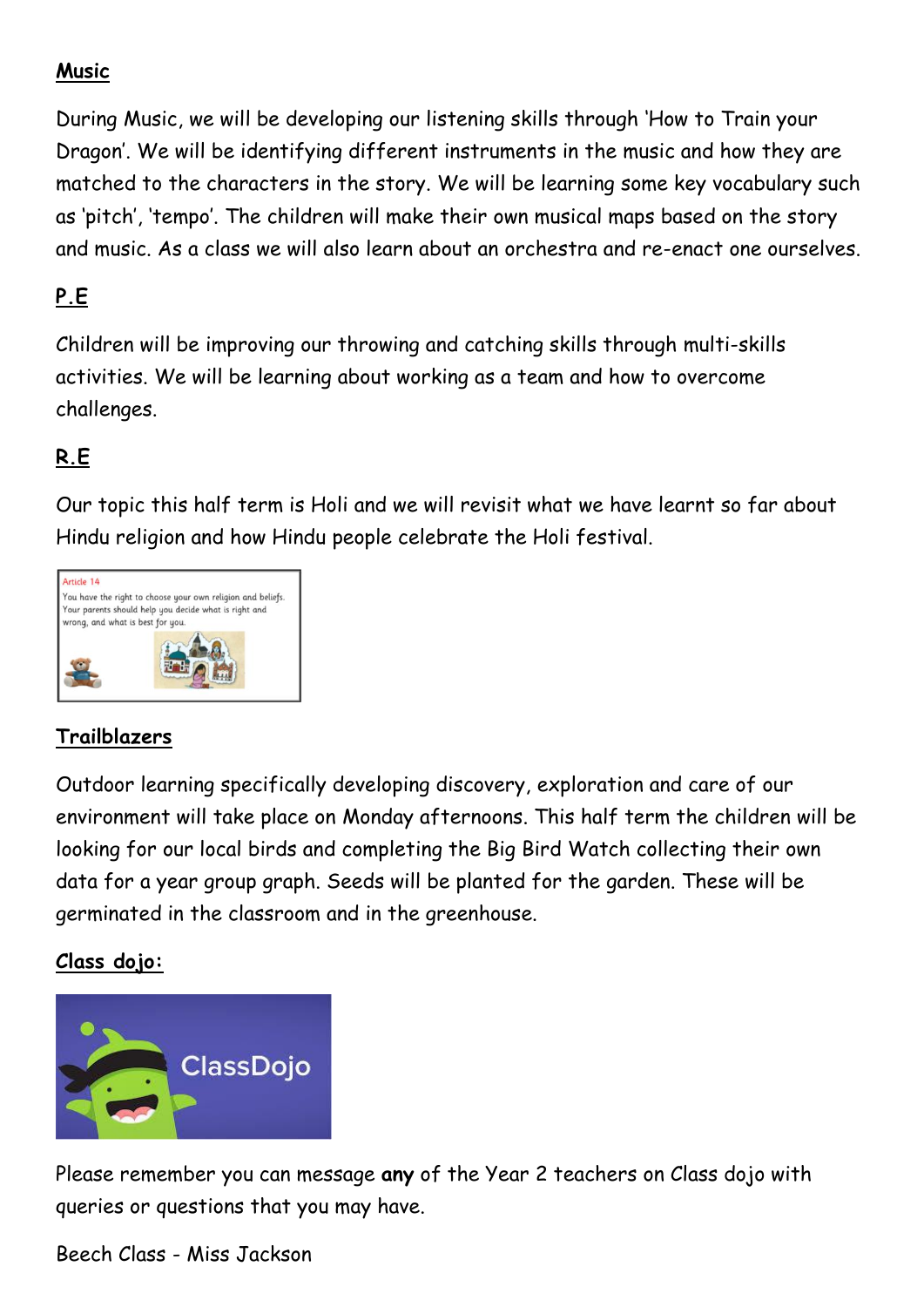## Music

During Music, we will be developing our listening skills through 'How to Train your Dragon'. We will be identifying different instruments in the music and how they are matched to the characters in the story. We will be learning some key vocabulary such as 'pitch', 'tempo'. The children will make their own musical maps based on the story and music. As a class we will also learn about an orchestra and re-enact one ourselves.

## P.E

Children will be improving our throwing and catching skills through multi-skills activities. We will be learning about working as a team and how to overcome challenges.

## R.E

Our topic this half term is Holi and we will revisit what we have learnt so far about Hindu religion and how Hindu people celebrate the Holi festival.

Article 14

You have the right to choose your own religion and beliefs. Your parents should help you decide what is right and wrong, and what is best for you.

## Trailblazers

Outdoor learning specifically developing discovery, exploration and care of our environment will take place on Monday afternoons. This half term the children will be looking for our local birds and completing the Big Bird Watch collecting their own data for a year group graph. Seeds will be planted for the garden. These will be germinated in the classroom and in the greenhouse.

## Class dojo:

Please remember you can message **any** of the Year 2 teachers on Class dojo with queries or questions that you may have.

Beech Class - Miss Jackson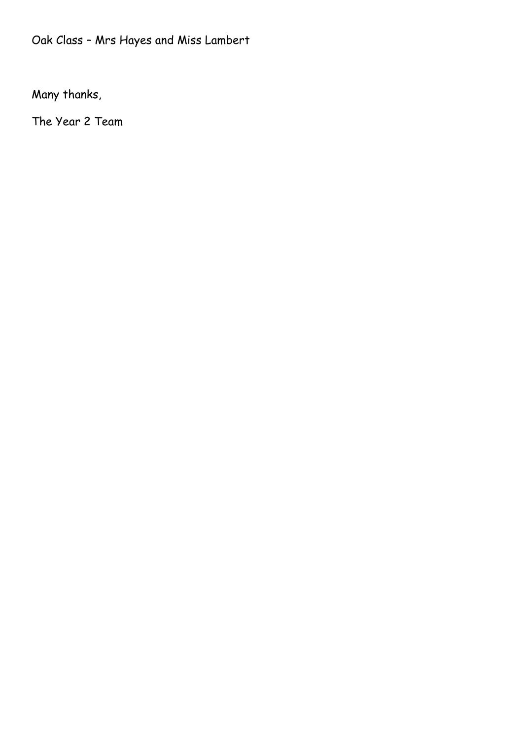Oak Class – Mrs Hayes and Miss Lambert

Many thanks,

The Year 2 Team